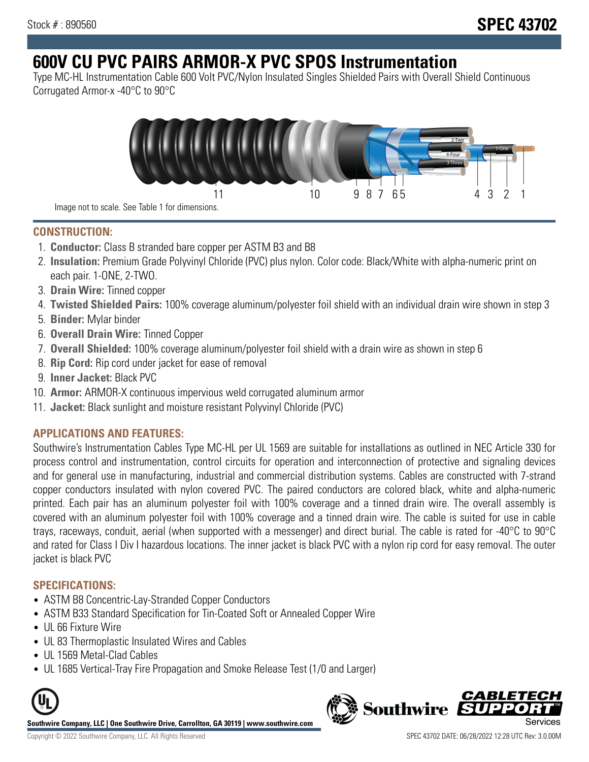Stock # : 890560

# SPEC 43702

# 600V CU PVC PAIRS ARMOR-X PVC SPOS Instrumentation

Type MC-HL Instrumentation Cable 600 Volt PVC/Nylon Insulated Singles Shielded Pairs with Overall Shield Continuous Corrugated Armor-x -40°C to 90°C

Image not to scale. See Table 1 for dimensions.

## CONSTRUCTION:

1. **Conductor:** Class B stranded bare copper per ASTM B3 and B8
2. **Insulation:** Premium Grade Polyvinyl Chloride (PVC) plus nylon. Color code: Black/White with alpha-numeric print on each pair. 1-ONE, 2-TWO.
3. **Drain Wire:** Tinned copper
4. **Twisted Shielded Pairs:** 100% coverage aluminum/polyester foil shield with an individual drain wire shown in step 3
5. **Binder:** Mylar binder
6. **Overall Drain Wire:** Tinned Copper
7. **Overall Shielded:** 100% coverage aluminum/polyester foil shield with a drain wire as shown in step 6
8. **Rip Cord:** Rip cord under jacket for ease of removal
9. **Inner Jacket:** Black PVC
10. **Armor:** ARMOR-X continuous impervious weld corrugated aluminum armor
11. **Jacket:** Black sunlight and moisture resistant Polyvinyl Chloride (PVC)

## APPLICATIONS AND FEATURES:

Southwire's Instrumentation Cables Type MC-HL per UL 1569 are suitable for installations as outlined in NEC Article 330 for process control and instrumentation, control circuits for operation and interconnection of protective and signaling devices and for general use in manufacturing, industrial and commercial distribution systems. Cables are constructed with 7-strand copper conductors insulated with nylon covered PVC. The paired conductors are colored black, white and alpha-numeric printed. Each pair has an aluminum polyester foil with 100% coverage and a tinned drain wire. The overall assembly is covered with an aluminum polyester foil with 100% coverage and a tinned drain wire. The cable is suited for use in cable trays, raceways, conduit, aerial (when supported with a messenger) and direct burial. The cable is rated for -40°C to 90°C and rated for Class I Div I hazardous locations. The inner jacket is black PVC with a nylon rip cord for easy removal. The outer jacket is black PVC

## SPECIFICATIONS:

- ASTM B8 Concentric-Lay-Stranded Copper Conductors
- ASTM B33 Standard Specification for Tin-Coated Soft or Annealed Copper Wire
- UL 66 Fixture Wire
- UL 83 Thermoplastic Insulated Wires and Cables
- UL 1569 Metal-Clad Cables
- UL 1685 Vertical-Tray Fire Propagation and Smoke Release Test (1/0 and Larger)

**Southwire Company, LLC | One Southwire Drive, Carrollton, GA 30119 | www.southwire.com**

Copyright © 2022 Southwire Company, LLC. All Rights Reserved

SPEC 43702 DATE: 06/28/2022 12:28 UTC Rev: 3.0.00M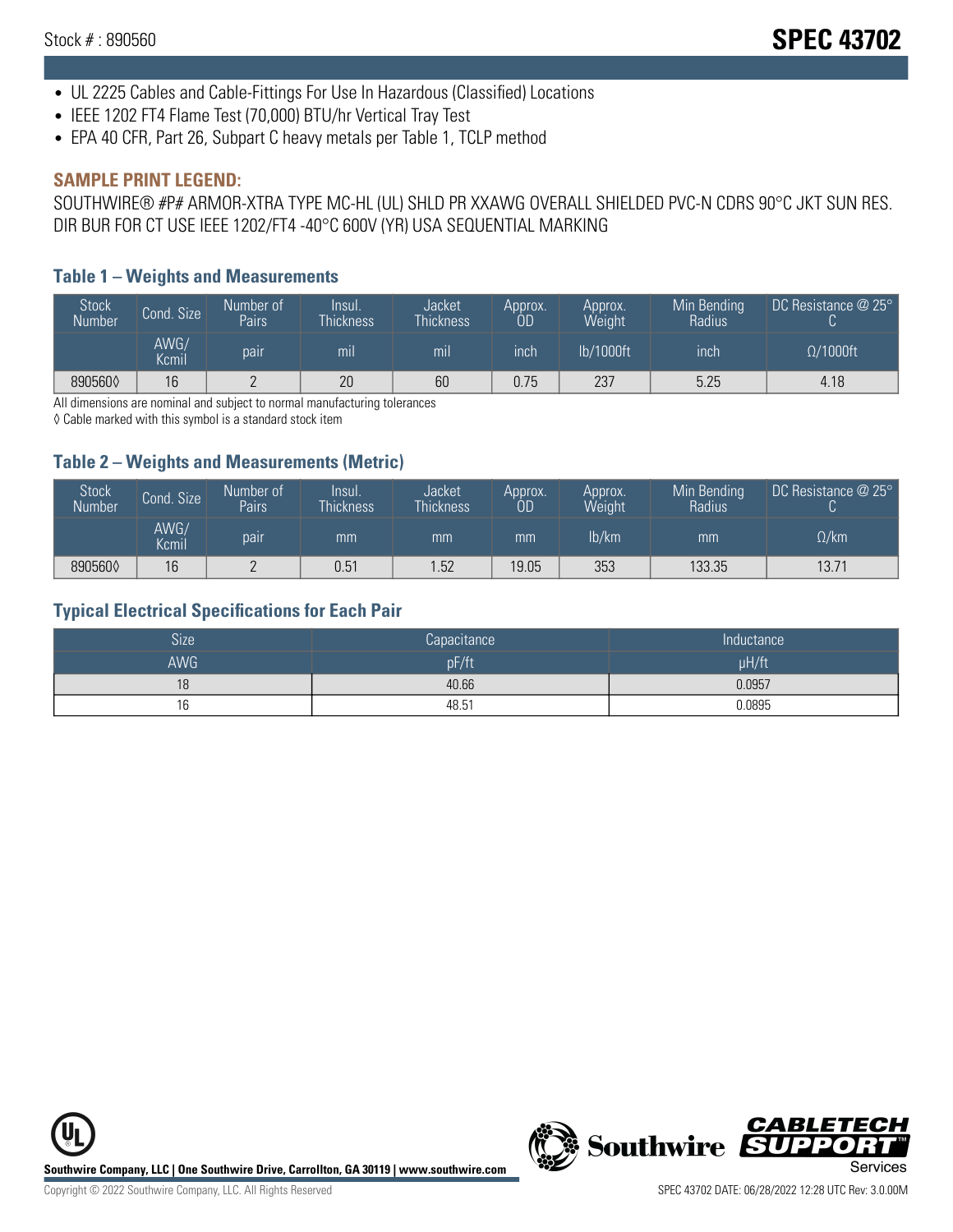- UL 2225 Cables and Cable-Fittings For Use In Hazardous (Classified) Locations
- IEEE 1202 FT4 Flame Test (70,000) BTU/hr Vertical Tray Test
- EPA 40 CFR, Part 26, Subpart C heavy metals per Table 1, TCLP method

### SAMPLE PRINT LEGEND:

SOUTHWIRE® #P# ARMOR-XTRA TYPE MC-HL (UL) SHLD PR XXAWG OVERALL SHIELDED PVC-N CDRS 90°C JKT SUN RES. DIR BUR FOR CT USE IEEE 1202/FT4 -40°C 600V (YR) USA SEQUENTIAL MARKING

### Table 1 – Weights and Measurements

| Stock Number | Cond. Size | Number of Pairs | Insul. Thickness | Jacket Thickness | Approx. OD | Approx. Weight | Min Bending Radius | DC Resistance @ 25° C |
|---|---|---|---|---|---|---|---|---|
| | AWG/ Kcmil | pair | mil | mil | inch | lb/1000ft | inch | Ω/1000ft |
| 890560◊ | 16 | 2 | 20 | 60 | 0.75 | 237 | 5.25 | 4.18 |

All dimensions are nominal and subject to normal manufacturing tolerances

◊ Cable marked with this symbol is a standard stock item

### Table 2 – Weights and Measurements (Metric)

| Stock Number | Cond. Size | Number of Pairs | Insul. Thickness | Jacket Thickness | Approx. OD | Approx. Weight | Min Bending Radius | DC Resistance @ 25° C |
|---|---|---|---|---|---|---|---|---|
| | AWG/ Kcmil | pair | mm | mm | mm | lb/km | mm | Ω/km |
| 890560◊ | 16 | 2 | 0.51 | 1.52 | 19.05 | 353 | 133.35 | 13.71 |

### Typical Electrical Specifications for Each Pair

| Size | Capacitance | Inductance |
|---|---|---|
| AWG | pF/ft | μH/ft |
| 18 | 40.66 | 0.0957 |
| 16 | 48.51 | 0.0895 |

**Southwire Company, LLC | One Southwire Drive, Carrollton, GA 30119 | www.southwire.com**

Copyright © 2022 Southwire Company, LLC. All Rights Reserved

SPEC 43702 DATE: 06/28/2022 12:28 UTC Rev: 3.0.00M